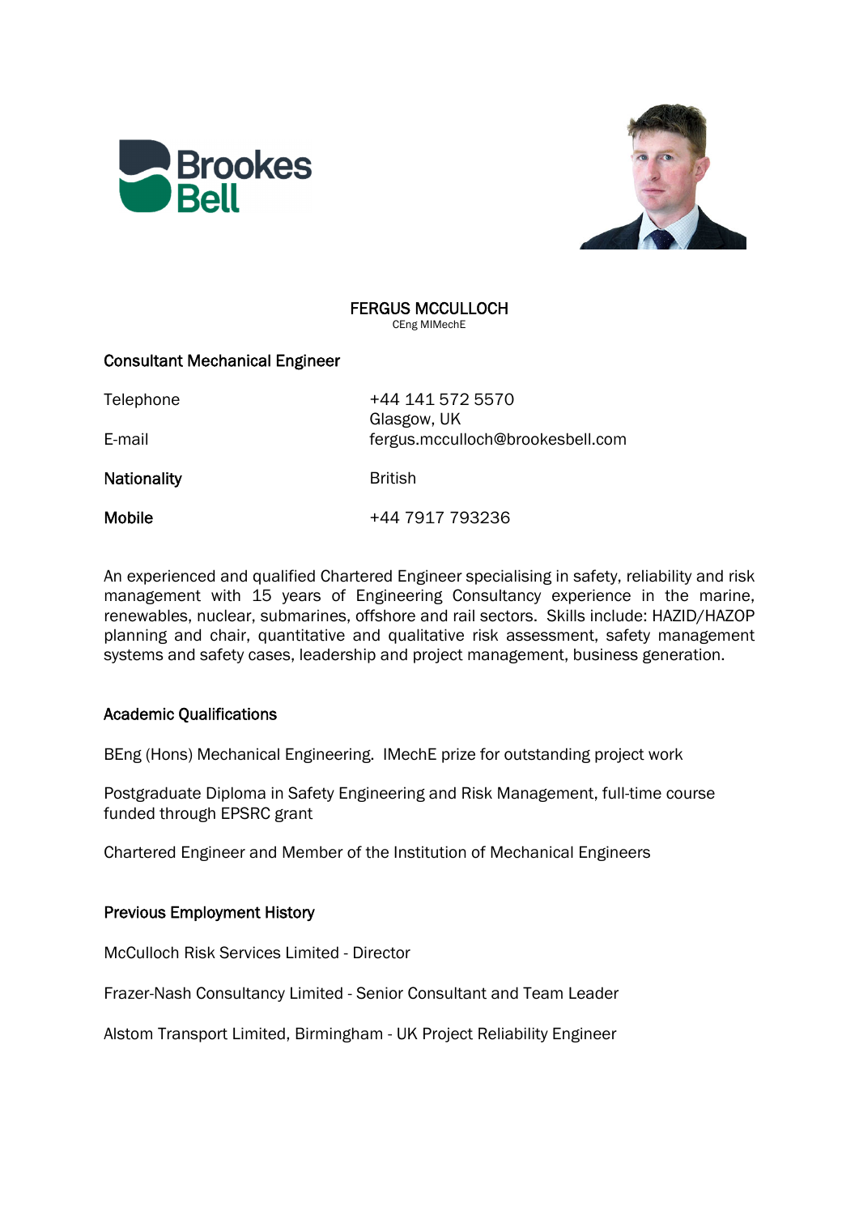# FERGUS MCCULLOCH

CEng MIMechE

## Consultant Mechanical Engineer

| | |
|---|---|
| Telephone | +44 141 572 5570<br>Glasgow, UK |
| E-mail | fergus.mcculloch@brookesbell.com |
| **Nationality** | British |
| **Mobile** | +44 7917 793236 |

An experienced and qualified Chartered Engineer specialising in safety, reliability and risk management with 15 years of Engineering Consultancy experience in the marine, renewables, nuclear, submarines, offshore and rail sectors. Skills include: HAZID/HAZOP planning and chair, quantitative and qualitative risk assessment, safety management systems and safety cases, leadership and project management, business generation.

## Academic Qualifications

BEng (Hons) Mechanical Engineering. IMechE prize for outstanding project work

Postgraduate Diploma in Safety Engineering and Risk Management, full-time course funded through EPSRC grant

Chartered Engineer and Member of the Institution of Mechanical Engineers

## Previous Employment History

McCulloch Risk Services Limited - Director

Frazer-Nash Consultancy Limited - Senior Consultant and Team Leader

Alstom Transport Limited, Birmingham - UK Project Reliability Engineer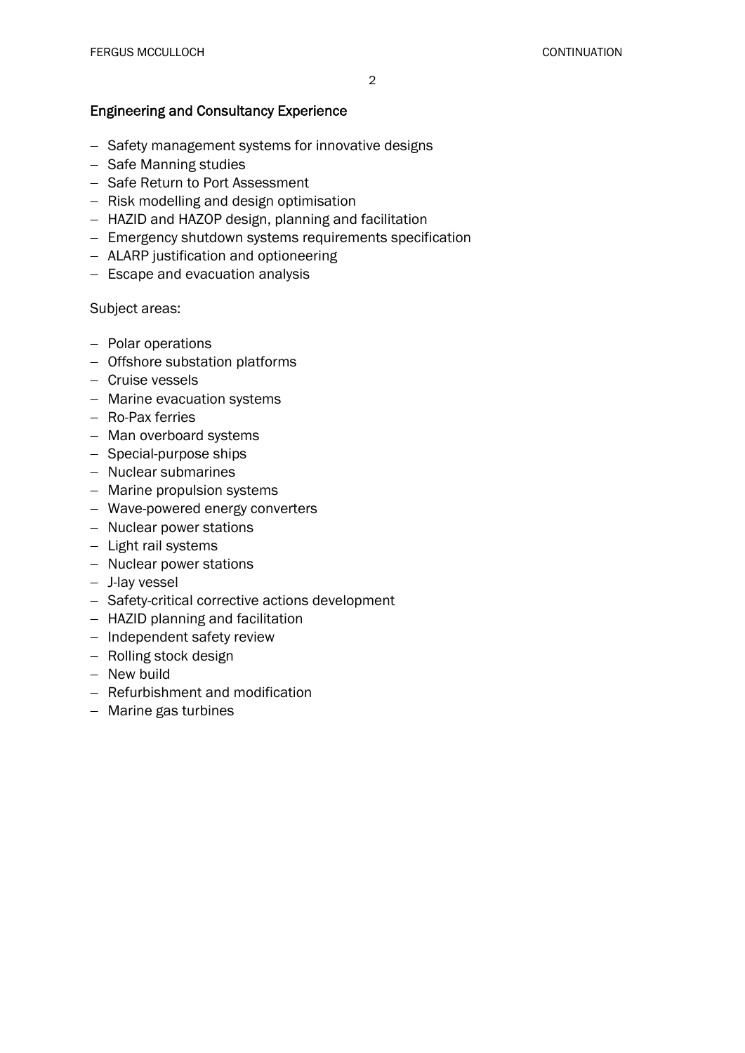## Engineering and Consultancy Experience

- Safety management systems for innovative designs
- Safe Manning studies
- Safe Return to Port Assessment
- Risk modelling and design optimisation
- HAZID and HAZOP design, planning and facilitation
- Emergency shutdown systems requirements specification
- ALARP justification and optioneering
- Escape and evacuation analysis

Subject areas:

- Polar operations
- Offshore substation platforms
- Cruise vessels
- Marine evacuation systems
- Ro-Pax ferries
- Man overboard systems
- Special-purpose ships
- Nuclear submarines
- Marine propulsion systems
- Wave-powered energy converters
- Nuclear power stations
- Light rail systems
- Nuclear power stations
- J-lay vessel
- Safety-critical corrective actions development
- HAZID planning and facilitation
- Independent safety review
- Rolling stock design
- New build
- Refurbishment and modification
- Marine gas turbines